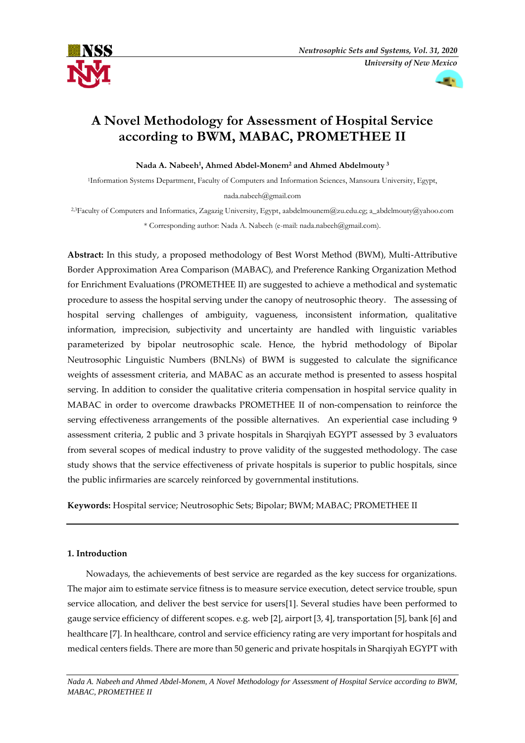# A Novel Methodology for Assessment of Hospital Service according to BWM, MABAC, PROMETHEE II

**Nada A. Nabeeh[1], Ahmed Abdel-Monem[2] and Ahmed Abdelmouty [3]**

[1]Information Systems Department, Faculty of Computers and Information Sciences, Mansoura University, Egypt, nada.nabeeh@gmail.com

[2,3]Faculty of Computers and Informatics, Zagazig University, Egypt, aabdelmounem@zu.edu.eg; a_abdelmouty@yahoo.com

\* Corresponding author: Nada A. Nabeeh (e-mail: nada.nabeeh@gmail.com).

**Abstract:** In this study, a proposed methodology of Best Worst Method (BWM), Multi-Attributive Border Approximation Area Comparison (MABAC), and Preference Ranking Organization Method for Enrichment Evaluations (PROMETHEE II) are suggested to achieve a methodical and systematic procedure to assess the hospital serving under the canopy of neutrosophic theory. The assessing of hospital serving challenges of ambiguity, vagueness, inconsistent information, qualitative information, imprecision, subjectivity and uncertainty are handled with linguistic variables parameterized by bipolar neutrosophic scale. Hence, the hybrid methodology of Bipolar Neutrosophic Linguistic Numbers (BNLNs) of BWM is suggested to calculate the significance weights of assessment criteria, and MABAC as an accurate method is presented to assess hospital serving. In addition to consider the qualitative criteria compensation in hospital service quality in MABAC in order to overcome drawbacks PROMETHEE II of non-compensation to reinforce the serving effectiveness arrangements of the possible alternatives. An experiential case including 9 assessment criteria, 2 public and 3 private hospitals in Sharqiyah EGYPT assessed by 3 evaluators from several scopes of medical industry to prove validity of the suggested methodology. The case study shows that the service effectiveness of private hospitals is superior to public hospitals, since the public infirmaries are scarcely reinforced by governmental institutions.

**Keywords:** Hospital service; Neutrosophic Sets; Bipolar; BWM; MABAC; PROMETHEE II

## 1. Introduction

Nowadays, the achievements of best service are regarded as the key success for organizations. The major aim to estimate service fitness is to measure service execution, detect service trouble, spun service allocation, and deliver the best service for users[1]. Several studies have been performed to gauge service efficiency of different scopes. e.g. web [2], airport [3, 4], transportation [5], bank [6] and healthcare [7]. In healthcare, control and service efficiency rating are very important for hospitals and medical centers fields. There are more than 50 generic and private hospitals in Sharqiyah EGYPT with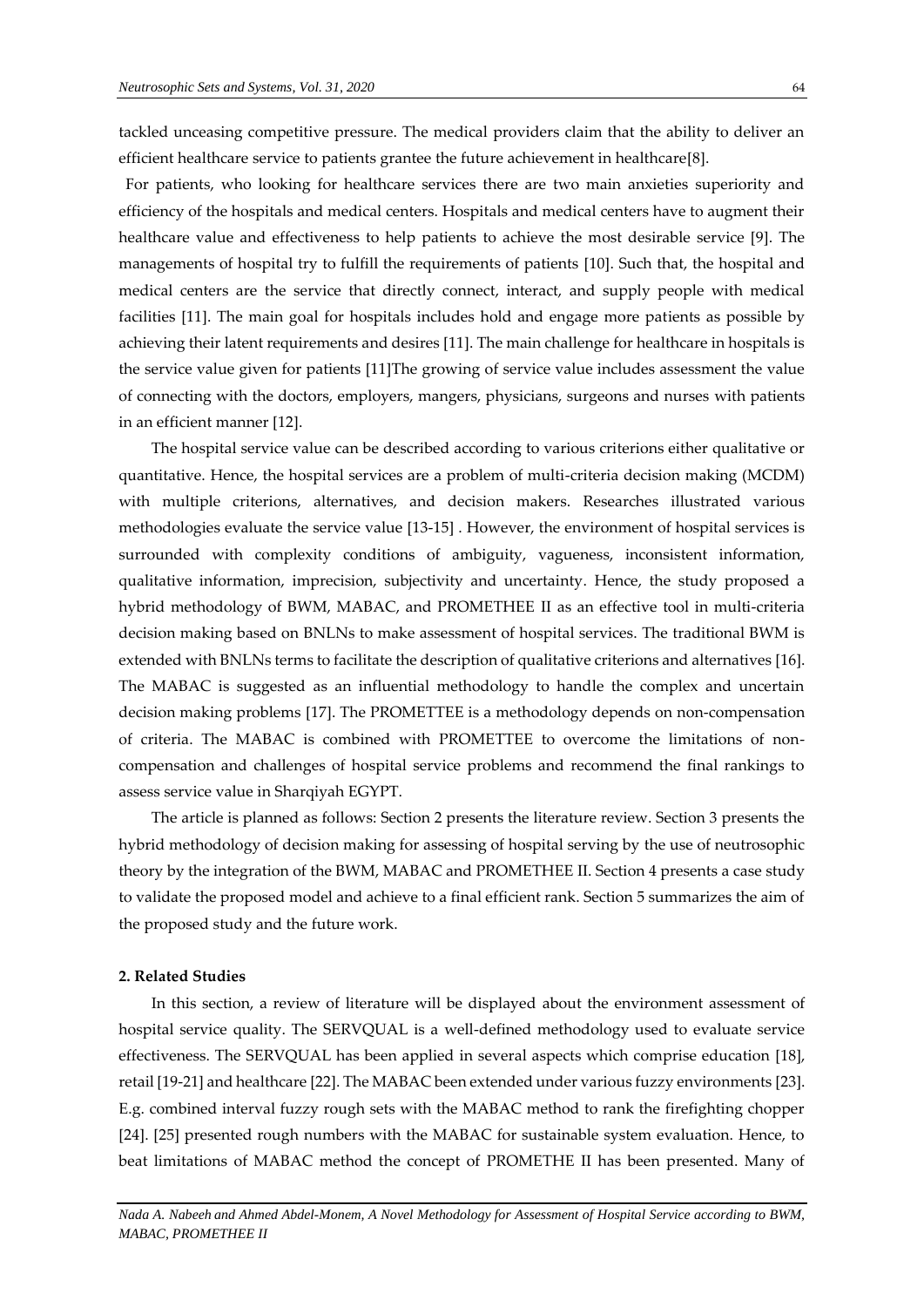tackled unceasing competitive pressure. The medical providers claim that the ability to deliver an efficient healthcare service to patients grantee the future achievement in healthcare[8].

For patients, who looking for healthcare services there are two main anxieties superiority and efficiency of the hospitals and medical centers. Hospitals and medical centers have to augment their healthcare value and effectiveness to help patients to achieve the most desirable service [9]. The managements of hospital try to fulfill the requirements of patients [10]. Such that, the hospital and medical centers are the service that directly connect, interact, and supply people with medical facilities [11]. The main goal for hospitals includes hold and engage more patients as possible by achieving their latent requirements and desires [11]. The main challenge for healthcare in hospitals is the service value given for patients [11]The growing of service value includes assessment the value of connecting with the doctors, employers, mangers, physicians, surgeons and nurses with patients in an efficient manner [12].

The hospital service value can be described according to various criterions either qualitative or quantitative. Hence, the hospital services are a problem of multi-criteria decision making (MCDM) with multiple criterions, alternatives, and decision makers. Researches illustrated various methodologies evaluate the service value [13-15] . However, the environment of hospital services is surrounded with complexity conditions of ambiguity, vagueness, inconsistent information, qualitative information, imprecision, subjectivity and uncertainty. Hence, the study proposed a hybrid methodology of BWM, MABAC, and PROMETHEE II as an effective tool in multi-criteria decision making based on BNLNs to make assessment of hospital services. The traditional BWM is extended with BNLNs terms to facilitate the description of qualitative criterions and alternatives [16]. The MABAC is suggested as an influential methodology to handle the complex and uncertain decision making problems [17]. The PROMETTEE is a methodology depends on non-compensation of criteria. The MABAC is combined with PROMETTEE to overcome the limitations of non-compensation and challenges of hospital service problems and recommend the final rankings to assess service value in Sharqiyah EGYPT.

The article is planned as follows: Section 2 presents the literature review. Section 3 presents the hybrid methodology of decision making for assessing of hospital serving by the use of neutrosophic theory by the integration of the BWM, MABAC and PROMETHEE II. Section 4 presents a case study to validate the proposed model and achieve to a final efficient rank. Section 5 summarizes the aim of the proposed study and the future work.

## 2. Related Studies

In this section, a review of literature will be displayed about the environment assessment of hospital service quality. The SERVQUAL is a well-defined methodology used to evaluate service effectiveness. The SERVQUAL has been applied in several aspects which comprise education [18], retail [19-21] and healthcare [22]. The MABAC been extended under various fuzzy environments [23]. E.g. combined interval fuzzy rough sets with the MABAC method to rank the firefighting chopper [24]. [25] presented rough numbers with the MABAC for sustainable system evaluation. Hence, to beat limitations of MABAC method the concept of PROMETHE II has been presented. Many of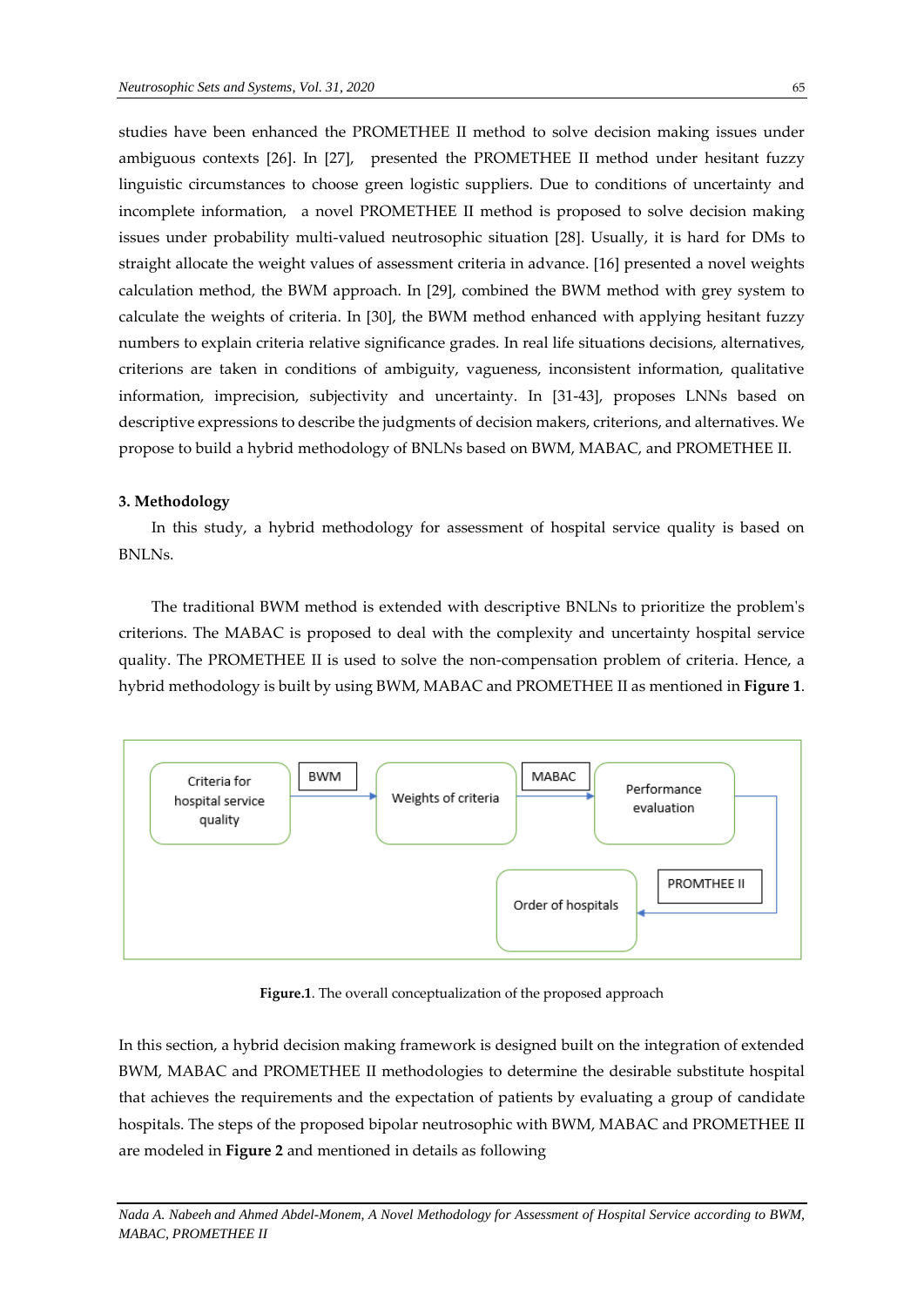studies have been enhanced the PROMETHEE II method to solve decision making issues under ambiguous contexts [26]. In [27], presented the PROMETHEE II method under hesitant fuzzy linguistic circumstances to choose green logistic suppliers. Due to conditions of uncertainty and incomplete information, a novel PROMETHEE II method is proposed to solve decision making issues under probability multi-valued neutrosophic situation [28]. Usually, it is hard for DMs to straight allocate the weight values of assessment criteria in advance. [16] presented a novel weights calculation method, the BWM approach. In [29], combined the BWM method with grey system to calculate the weights of criteria. In [30], the BWM method enhanced with applying hesitant fuzzy numbers to explain criteria relative significance grades. In real life situations decisions, alternatives, criterions are taken in conditions of ambiguity, vagueness, inconsistent information, qualitative information, imprecision, subjectivity and uncertainty. In [31-43], proposes LNNs based on descriptive expressions to describe the judgments of decision makers, criterions, and alternatives. We propose to build a hybrid methodology of BNLNs based on BWM, MABAC, and PROMETHEE II.

## 3. Methodology

In this study, a hybrid methodology for assessment of hospital service quality is based on BNLNs.

The traditional BWM method is extended with descriptive BNLNs to prioritize the problem's criterions. The MABAC is proposed to deal with the complexity and uncertainty hospital service quality. The PROMETHEE II is used to solve the non-compensation problem of criteria. Hence, a hybrid methodology is built by using BWM, MABAC and PROMETHEE II as mentioned in **Figure 1**.

Criteria for hospital service quality → BWM → Weights of criteria → MABAC → Performance evaluation → PROMTHEE II → Order of hospitals

**Figure.1**. The overall conceptualization of the proposed approach

In this section, a hybrid decision making framework is designed built on the integration of extended BWM, MABAC and PROMETHEE II methodologies to determine the desirable substitute hospital that achieves the requirements and the expectation of patients by evaluating a group of candidate hospitals. The steps of the proposed bipolar neutrosophic with BWM, MABAC and PROMETHEE II are modeled in **Figure 2** and mentioned in details as following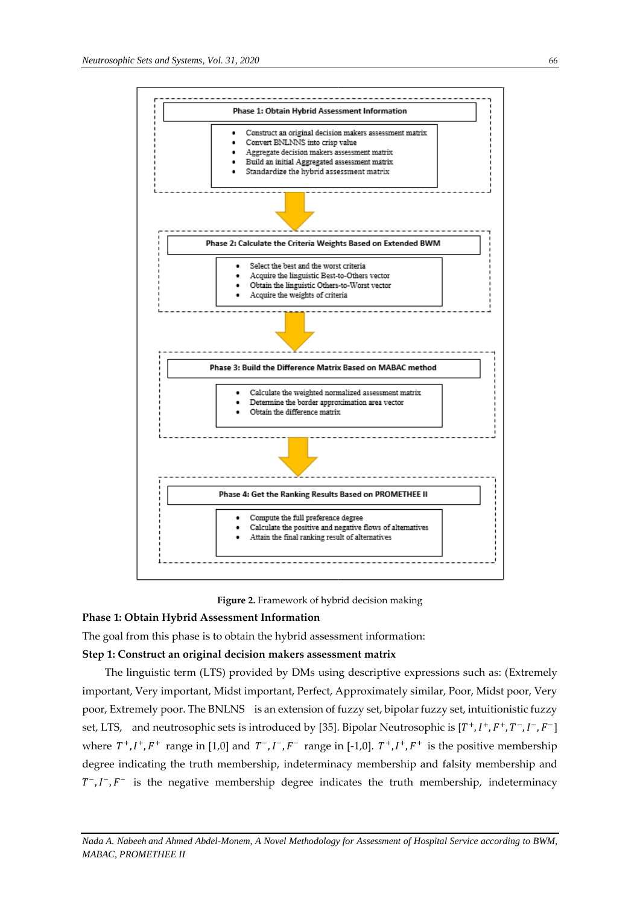Phase 1: Obtain Hybrid Assessment Information

- Construct an original decision makers assessment matrix
- Convert BNLNNS into crisp value
- Aggregate decision makers assessment matrix
- Build an initial Aggregated assessment matrix
- Standardize the hybrid assessment matrix

Phase 2: Calculate the Criteria Weights Based on Extended BWM

- Select the best and the worst criteria
- Acquire the linguistic Best-to-Others vector
- Obtain the linguistic Others-to-Worst vector
- Acquire the weights of criteria

Phase 3: Build the Difference Matrix Based on MABAC method

- Calculate the weighted normalized assessment matrix
- Determine the border approximation area vector
- Obtain the difference matrix

Phase 4: Get the Ranking Results Based on PROMETHEE II

- Compute the full preference degree
- Calculate the positive and negative flows of alternatives
- Attain the final ranking result of alternatives

**Figure 2.** Framework of hybrid decision making

**Phase 1: Obtain Hybrid Assessment Information**

The goal from this phase is to obtain the hybrid assessment information:

**Step 1: Construct an original decision makers assessment matrix**

The linguistic term (LTS) provided by DMs using descriptive expressions such as: (Extremely important, Very important, Midst important, Perfect, Approximately similar, Poor, Midst poor, Very poor, Extremely poor. The BNLNS is an extension of fuzzy set, bipolar fuzzy set, intuitionistic fuzzy set, LTS, and neutrosophic sets is introduced by [35]. Bipolar Neutrosophic is $[T^+, I^+, F^+, T^-, I^-, F^-]$ where $T^+, I^+, F^+$ range in [1,0] and $T^-, I^-, F^-$ range in [-1,0]. $T^+, I^+, F^+$ is the positive membership degree indicating the truth membership, indeterminacy membership and falsity membership and $T^-, I^-, F^-$ is the negative membership degree indicates the truth membership, indeterminacy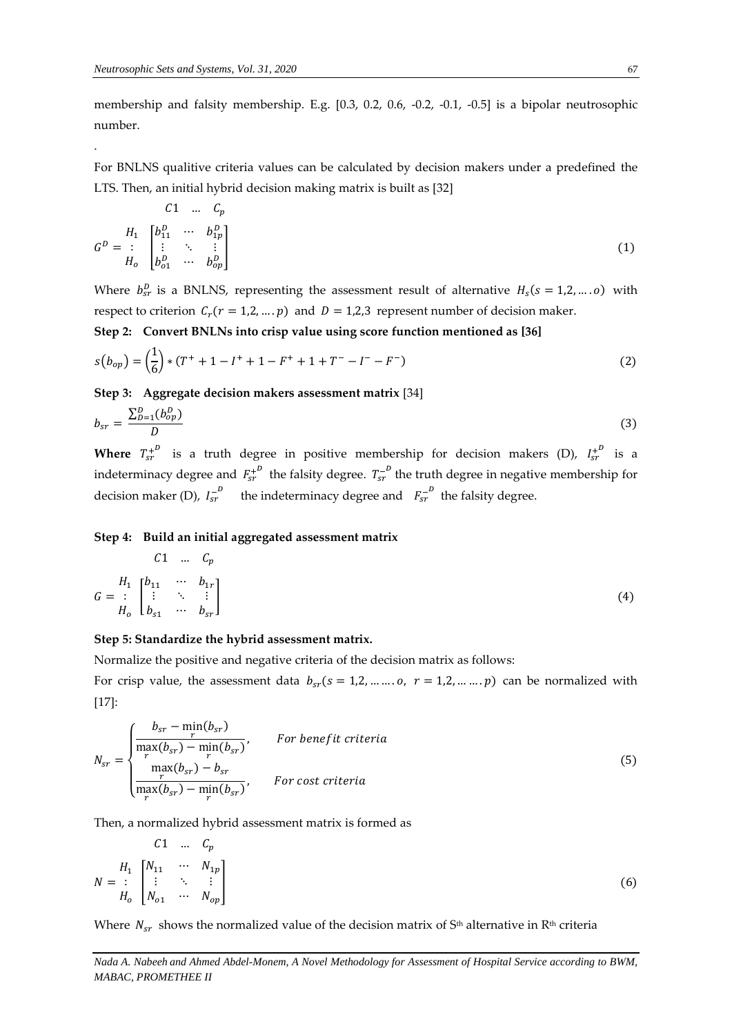membership and falsity membership. E.g. [0.3, 0.2, 0.6, -0.2, -0.1, -0.5] is a bipolar neutrosophic number.

.

For BNLNS qualitive criteria values can be calculated by decision makers under a predefined the LTS. Then, an initial hybrid decision making matrix is built as [32]

$$G^D = \begin{array}{c} \\ H_1 \\ \vdots \\ H_o \end{array} \overset{\begin{array}{ccc} C1 & \dots & C_p \end{array}}{\begin{bmatrix} b_{11}^D & \cdots & b_{1p}^D \\ \vdots & \ddots & \vdots \\ b_{o1}^D & \cdots & b_{op}^D \end{bmatrix}} \tag{1}$$

Where $b_{sr}^D$ is a BNLNS, representing the assessment result of alternative $H_s(s = 1,2, \dots . o)$ with respect to criterion $C_r(r = 1,2, \dots . p)$ and $D = 1,2,3$ represent number of decision maker.

**Step 2: Convert BNLNs into crisp value using score function mentioned as [36]**

$$s(b_{op}) = \left(\frac{1}{6}\right) * (T^+ + 1 - I^+ + 1 - F^+ + 1 + T^- - I^- - F^-) \tag{2}$$

**Step 3: Aggregate decision makers assessment matrix** [34]

$$b_{sr} = \frac{\sum_{D=1}^{D}(b_{op}^D)}{D} \tag{3}$$

**Where** $T_{sr}^{+^D}$ is a truth degree in positive membership for decision makers (D), $I_{sr}^{+^D}$ is a indeterminacy degree and $F_{sr}^{+^D}$ the falsity degree. $T_{sr}^{-^D}$ the truth degree in negative membership for decision maker (D), $I_{sr}^{-^D}$ the indeterminacy degree and $F_{sr}^{-^D}$ the falsity degree.

**Step 4: Build an initial aggregated assessment matrix**

$$G = \begin{array}{c} \\ H_1 \\ \vdots \\ H_o \end{array} \overset{\begin{array}{ccc} C1 & \dots & C_p \end{array}}{\begin{bmatrix} b_{11} & \cdots & b_{1r} \\ \vdots & \ddots & \vdots \\ b_{s1} & \cdots & b_{sr} \end{bmatrix}} \tag{4}$$

**Step 5: Standardize the hybrid assessment matrix.**

Normalize the positive and negative criteria of the decision matrix as follows:

For crisp value, the assessment data $b_{sr}(s = 1,2, \dots \dots . o,\ r = 1,2, \dots \dots . p)$ can be normalized with [17]:

$$N_{sr} = \begin{cases} \dfrac{b_{sr} - \min\limits_r(b_{sr})}{\max\limits_r(b_{sr}) - \min\limits_r(b_{sr})}, & \textit{For benefit criteria} \\[2ex] \dfrac{\max\limits_r(b_{sr}) - b_{sr}}{\max\limits_r(b_{sr}) - \min\limits_r(b_{sr})}, & \textit{For cost criteria} \end{cases} \tag{5}$$

Then, a normalized hybrid assessment matrix is formed as

$$N = \begin{array}{c} \\ H_1 \\ \vdots \\ H_o \end{array} \overset{\begin{array}{ccc} C1 & \dots & C_p \end{array}}{\begin{bmatrix} N_{11} & \cdots & N_{1p} \\ \vdots & \ddots & \vdots \\ N_{o1} & \cdots & N_{op} \end{bmatrix}} \tag{6}$$

Where $N_{sr}$ shows the normalized value of the decision matrix of S[th] alternative in R[th] criteria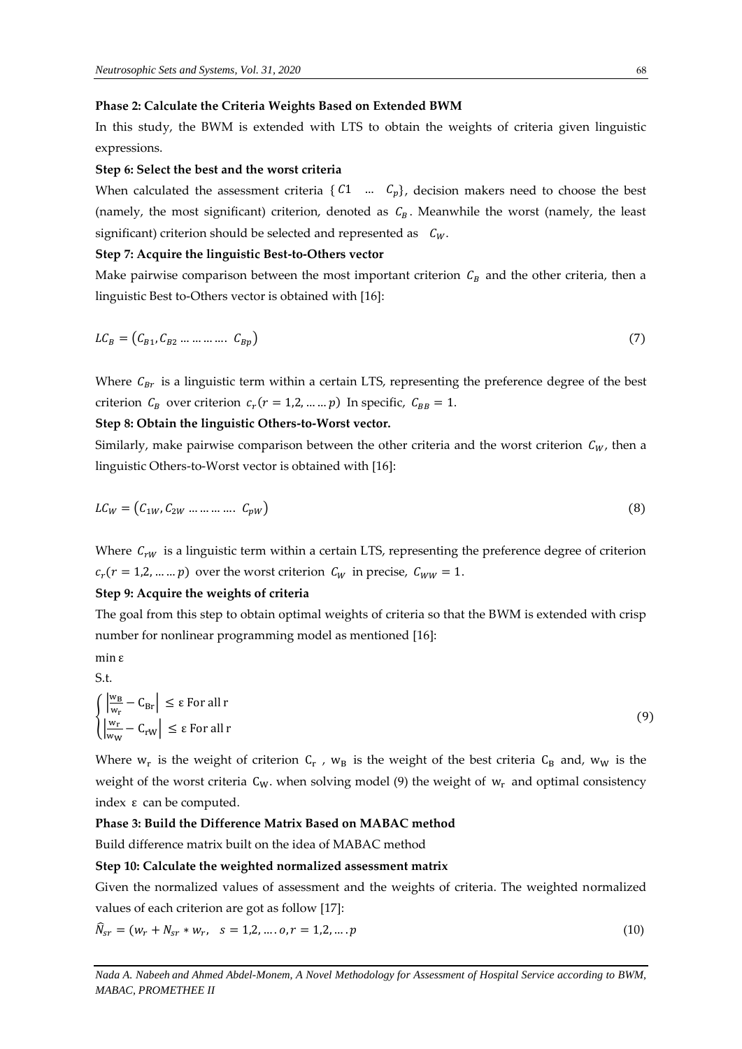**Phase 2: Calculate the Criteria Weights Based on Extended BWM**

In this study, the BWM is extended with LTS to obtain the weights of criteria given linguistic expressions.

**Step 6: Select the best and the worst criteria**

When calculated the assessment criteria $\{C1 \; \dots \; C_p\}$, decision makers need to choose the best (namely, the most significant) criterion, denoted as $C_B$. Meanwhile the worst (namely, the least significant) criterion should be selected and represented as $C_W$.

**Step 7: Acquire the linguistic Best-to-Others vector**

Make pairwise comparison between the most important criterion $C_B$ and the other criteria, then a linguistic Best to-Others vector is obtained with [16]:

$$LC_B = (C_{B1}, C_{B2} \dots \dots \dots . \; C_{Bp}) \tag{7}$$

Where $C_{Br}$ is a linguistic term within a certain LTS, representing the preference degree of the best criterion $C_B$ over criterion $c_r(r = 1,2, \dots \dots p)$ In specific, $C_{BB} = 1$.

**Step 8: Obtain the linguistic Others-to-Worst vector.**

Similarly, make pairwise comparison between the other criteria and the worst criterion $C_W$, then a linguistic Others-to-Worst vector is obtained with [16]:

$$LC_W = (C_{1W}, C_{2W} \dots \dots \dots . \; C_{pW}) \tag{8}$$

Where $C_{rW}$ is a linguistic term within a certain LTS, representing the preference degree of criterion $c_r(r = 1,2, \dots \dots p)$ over the worst criterion $C_W$ in precise, $C_{WW} = 1$.

**Step 9: Acquire the weights of criteria**

The goal from this step to obtain optimal weights of criteria so that the BWM is extended with crisp number for nonlinear programming model as mentioned [16]:

min ε

S.t.

$$\begin{cases} \left|\frac{w_B}{w_r} - C_{Br}\right| \leq \varepsilon \text{ For all r} \\ \left|\frac{w_r}{w_W} - C_{rW}\right| \leq \varepsilon \text{ For all r} \end{cases} \tag{9}$$

Where $w_r$ is the weight of criterion $C_r$, $w_B$ is the weight of the best criteria $C_B$ and, $w_W$ is the weight of the worst criteria $C_W$. when solving model (9) the weight of $w_r$ and optimal consistency index $\varepsilon$ can be computed.

**Phase 3: Build the Difference Matrix Based on MABAC method**

Build difference matrix built on the idea of MABAC method

**Step 10: Calculate the weighted normalized assessment matrix**

Given the normalized values of assessment and the weights of criteria. The weighted normalized values of each criterion are got as follow [17]:

$$\widehat{N}_{sr} = (w_r + N_{sr} * w_r, \quad s = 1,2, \dots . o, r = 1,2, \dots . p \tag{10}$$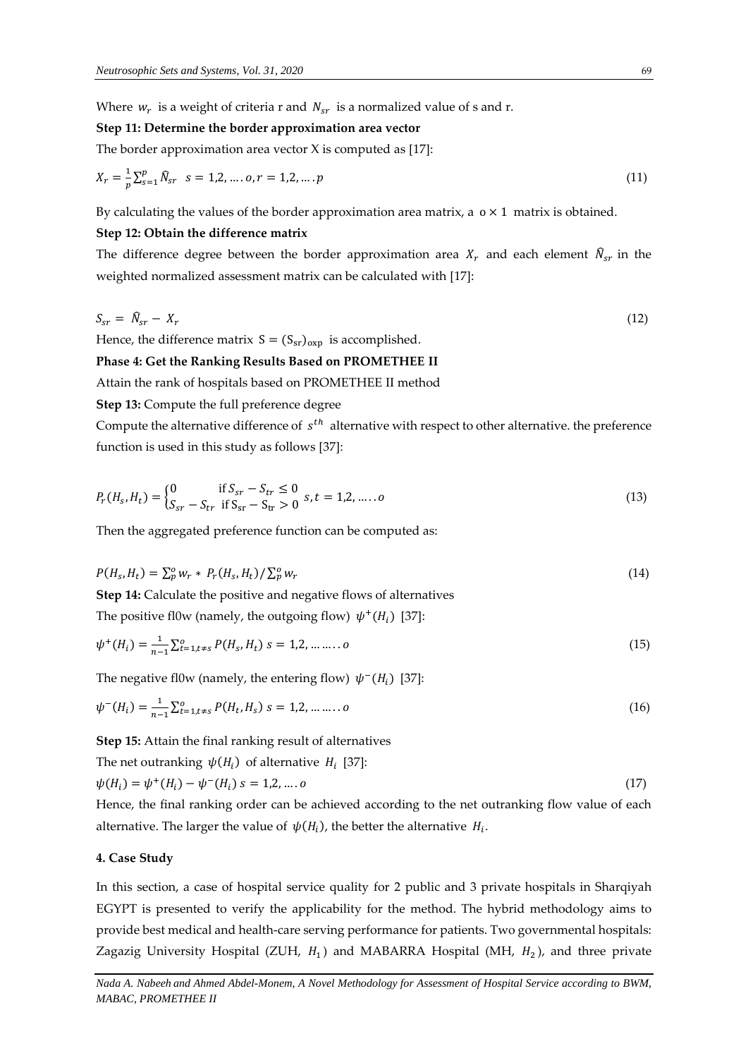Where $w_r$ is a weight of criteria r and $N_{sr}$ is a normalized value of s and r.

**Step 11: Determine the border approximation area vector**

The border approximation area vector X is computed as [17]:

$$X_r = \frac{1}{p}\sum_{s=1}^{p} \widehat{N}_{sr} \quad s = 1,2, \ldots . o, r = 1,2, \ldots . p \tag{11}$$

By calculating the values of the border approximation area matrix, a $o \times 1$ matrix is obtained.

**Step 12: Obtain the difference matrix**

The difference degree between the border approximation area $X_r$ and each element $\widehat{N}_{sr}$ in the weighted normalized assessment matrix can be calculated with [17]:

$$S_{sr} = \widehat{N}_{sr} - X_r \tag{12}$$

Hence, the difference matrix $S = (S_{sr})_{oxp}$ is accomplished.

**Phase 4: Get the Ranking Results Based on PROMETHEE II**

Attain the rank of hospitals based on PROMETHEE II method

**Step 13:** Compute the full preference degree

Compute the alternative difference of $s^{th}$ alternative with respect to other alternative. the preference function is used in this study as follows [37]:

$$P_r(H_s, H_t) = \begin{cases} 0 & \text{if } S_{sr} - S_{tr} \leq 0 \\ S_{sr} - S_{tr} & \text{if } S_{sr} - S_{tr} > 0 \end{cases} \quad s, t = 1,2, \ldots . . o \tag{13}$$

Then the aggregated preference function can be computed as:

$$P(H_s, H_t) = \sum_p^o w_r * P_r(H_s, H_t) / \sum_p^o w_r \tag{14}$$

**Step 14:** Calculate the positive and negative flows of alternatives

The positive fl0w (namely, the outgoing flow) $\psi^+(H_i)$ [37]:

$$\psi^+(H_i) = \frac{1}{n-1}\sum_{t=1, t\neq s}^{o} P(H_s, H_t) \quad s = 1,2, \ldots \ldots . . o \tag{15}$$

The negative fl0w (namely, the entering flow) $\psi^-(H_i)$ [37]:

$$\psi^-(H_i) = \frac{1}{n-1}\sum_{t=1, t\neq s}^{o} P(H_t, H_s) \quad s = 1,2, \ldots \ldots . . o \tag{16}$$

**Step 15:** Attain the final ranking result of alternatives

The net outranking $\psi(H_i)$ of alternative $H_i$ [37]:

$$\psi(H_i) = \psi^+(H_i) - \psi^-(H_i) \quad s = 1,2, \ldots . o \tag{17}$$

Hence, the final ranking order can be achieved according to the net outranking flow value of each alternative. The larger the value of $\psi(H_i)$, the better the alternative $H_i$.

## 4. Case Study

In this section, a case of hospital service quality for 2 public and 3 private hospitals in Sharqiyah EGYPT is presented to verify the applicability for the method. The hybrid methodology aims to provide best medical and health-care serving performance for patients. Two governmental hospitals: Zagazig University Hospital (ZUH, $H_1$) and MABARRA Hospital (MH, $H_2$), and three private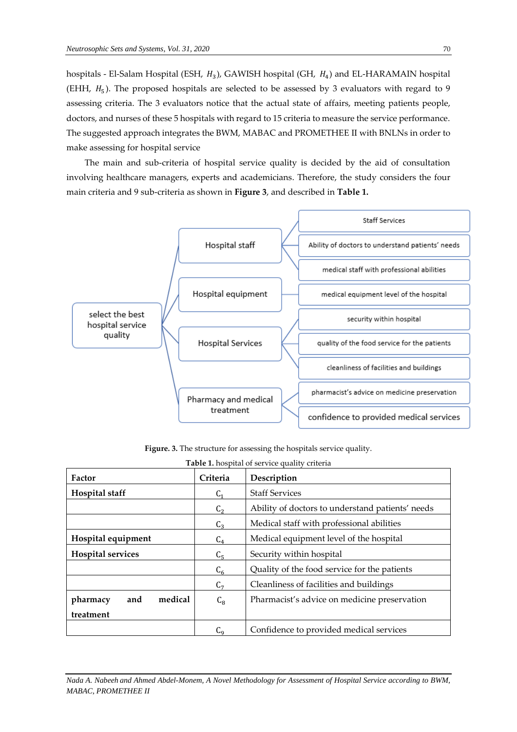hospitals - El-Salam Hospital (ESH, $H_3$), GAWISH hospital (GH, $H_4$) and EL-HARAMAIN hospital (EHH, $H_5$). The proposed hospitals are selected to be assessed by 3 evaluators with regard to 9 assessing criteria. The 3 evaluators notice that the actual state of affairs, meeting patients people, doctors, and nurses of these 5 hospitals with regard to 15 criteria to measure the service performance. The suggested approach integrates the BWM, MABAC and PROMETHEE II with BNLNs in order to make assessing for hospital service

The main and sub-criteria of hospital service quality is decided by the aid of consultation involving healthcare managers, experts and academicians. Therefore, the study considers the four main criteria and 9 sub-criteria as shown in **Figure 3**, and described in **Table 1.**

select the best hospital service quality

- Hospital staff
  - Staff Services
  - Ability of doctors to understand patients' needs
  - medical staff with professional abilities
- Hospital equipment
  - medical equipment level of the hospital
- Hospital Services
  - security within hospital
  - quality of the food service for the patients
  - cleanliness of facilities and buildings
- Pharmacy and medical treatment
  - pharmacist's advice on medicine preservation
  - confidence to provided medical services

**Figure. 3.** The structure for assessing the hospitals service quality.

**Table 1.** hospital of service quality criteria

| Factor | Criteria | Description |
|---|---|---|
| **Hospital staff** | $C_1$ | Staff Services |
| | $C_2$ | Ability of doctors to understand patients' needs |
| | $C_3$ | Medical staff with professional abilities |
| **Hospital equipment** | $C_4$ | Medical equipment level of the hospital |
| **Hospital services** | $C_5$ | Security within hospital |
| | $C_6$ | Quality of the food service for the patients |
| | $C_7$ | Cleanliness of facilities and buildings |
| **pharmacy and medical treatment** | $C_8$ | Pharmacist's advice on medicine preservation |
| | $C_9$ | Confidence to provided medical services |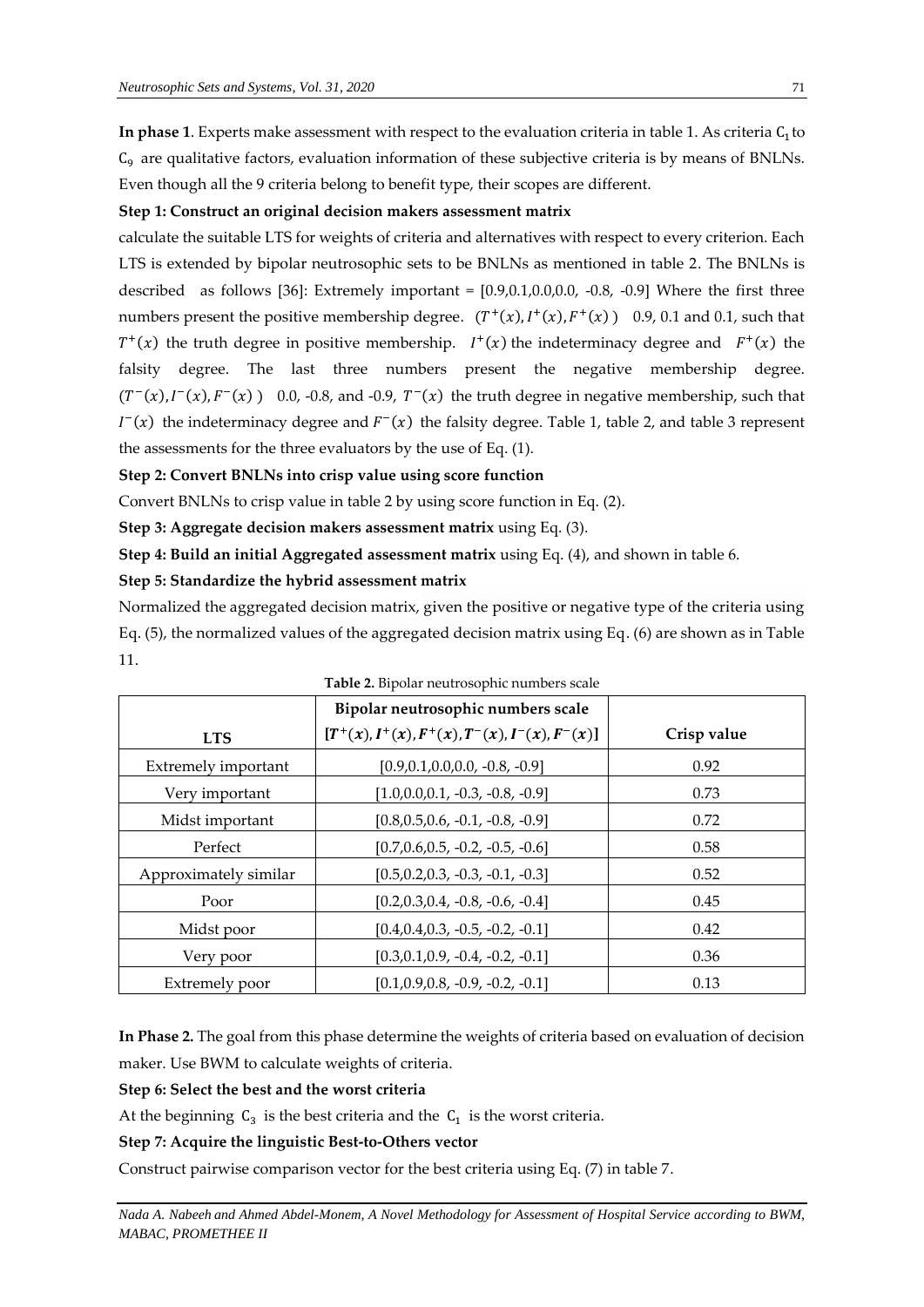**In phase 1**. Experts make assessment with respect to the evaluation criteria in table 1. As criteria $C_1$ to $C_9$ are qualitative factors, evaluation information of these subjective criteria is by means of BNLNs. Even though all the 9 criteria belong to benefit type, their scopes are different.

**Step 1: Construct an original decision makers assessment matrix**

calculate the suitable LTS for weights of criteria and alternatives with respect to every criterion. Each LTS is extended by bipolar neutrosophic sets to be BNLNs as mentioned in table 2. The BNLNs is described as follows [36]: Extremely important = [0.9,0.1,0.0,0.0, -0.8, -0.9] Where the first three numbers present the positive membership degree. $(T^{+}(x), I^{+}(x), F^{+}(x))$ 0.9, 0.1 and 0.1, such that $T^{+}(x)$ the truth degree in positive membership. $I^{+}(x)$ the indeterminacy degree and $F^{+}(x)$ the falsity degree. The last three numbers present the negative membership degree. $(T^{-}(x), I^{-}(x), F^{-}(x))$ 0.0, -0.8, and -0.9, $T^{-}(x)$ the truth degree in negative membership, such that $I^{-}(x)$ the indeterminacy degree and $F^{-}(x)$ the falsity degree. Table 1, table 2, and table 3 represent the assessments for the three evaluators by the use of Eq. (1).

**Step 2: Convert BNLNs into crisp value using score function**

Convert BNLNs to crisp value in table 2 by using score function in Eq. (2).

**Step 3: Aggregate decision makers assessment matrix** using Eq. (3).

**Step 4: Build an initial Aggregated assessment matrix** using Eq. (4), and shown in table 6.

**Step 5: Standardize the hybrid assessment matrix**

Normalized the aggregated decision matrix, given the positive or negative type of the criteria using Eq. (5), the normalized values of the aggregated decision matrix using Eq. (6) are shown as in Table 11.

**Table 2.** Bipolar neutrosophic numbers scale

| LTS | Bipolar neutrosophic numbers scale $[T^{+}(x), I^{+}(x), F^{+}(x), T^{-}(x), I^{-}(x), F^{-}(x)]$ | Crisp value |
|---|---|---|
| Extremely important | [0.9,0.1,0.0,0.0, -0.8, -0.9] | 0.92 |
| Very important | [1.0,0.0,0.1, -0.3, -0.8, -0.9] | 0.73 |
| Midst important | [0.8,0.5,0.6, -0.1, -0.8, -0.9] | 0.72 |
| Perfect | [0.7,0.6,0.5, -0.2, -0.5, -0.6] | 0.58 |
| Approximately similar | [0.5,0.2,0.3, -0.3, -0.1, -0.3] | 0.52 |
| Poor | [0.2,0.3,0.4, -0.8, -0.6, -0.4] | 0.45 |
| Midst poor | [0.4,0.4,0.3, -0.5, -0.2, -0.1] | 0.42 |
| Very poor | [0.3,0.1,0.9, -0.4, -0.2, -0.1] | 0.36 |
| Extremely poor | [0.1,0.9,0.8, -0.9, -0.2, -0.1] | 0.13 |

**In Phase 2.** The goal from this phase determine the weights of criteria based on evaluation of decision maker. Use BWM to calculate weights of criteria.

**Step 6: Select the best and the worst criteria**

At the beginning $C_3$ is the best criteria and the $C_1$ is the worst criteria.

**Step 7: Acquire the linguistic Best-to-Others vector**

Construct pairwise comparison vector for the best criteria using Eq. (7) in table 7.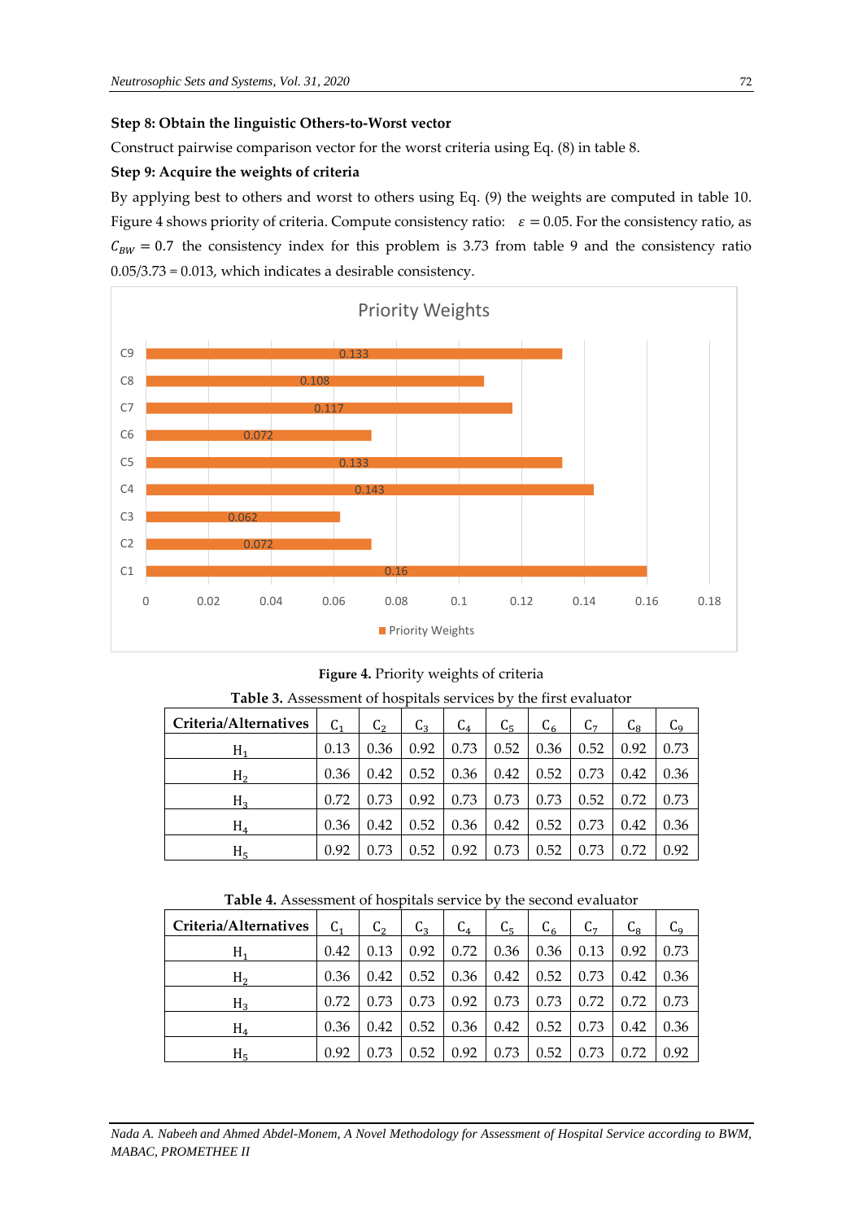**Step 8: Obtain the linguistic Others-to-Worst vector**

Construct pairwise comparison vector for the worst criteria using Eq. (8) in table 8.

**Step 9: Acquire the weights of criteria**

By applying best to others and worst to others using Eq. (9) the weights are computed in table 10. Figure 4 shows priority of criteria. Compute consistency ratio: $\varepsilon = 0.05$. For the consistency ratio, as $C_{BW} = 0.7$ the consistency index for this problem is 3.73 from table 9 and the consistency ratio 0.05/3.73 = 0.013, which indicates a desirable consistency.

**Figure 4.** Priority weights of criteria

**Table 3.** Assessment of hospitals services by the first evaluator

| Criteria/Alternatives | $C_1$ | $C_2$ | $C_3$ | $C_4$ | $C_5$ | $C_6$ | $C_7$ | $C_8$ | $C_9$ |
|---|---|---|---|---|---|---|---|---|---|
| $H_1$ | 0.13 | 0.36 | 0.92 | 0.73 | 0.52 | 0.36 | 0.52 | 0.92 | 0.73 |
| $H_2$ | 0.36 | 0.42 | 0.52 | 0.36 | 0.42 | 0.52 | 0.73 | 0.42 | 0.36 |
| $H_3$ | 0.72 | 0.73 | 0.92 | 0.73 | 0.73 | 0.73 | 0.52 | 0.72 | 0.73 |
| $H_4$ | 0.36 | 0.42 | 0.52 | 0.36 | 0.42 | 0.52 | 0.73 | 0.42 | 0.36 |
| $H_5$ | 0.92 | 0.73 | 0.52 | 0.92 | 0.73 | 0.52 | 0.73 | 0.72 | 0.92 |

**Table 4.** Assessment of hospitals service by the second evaluator

| Criteria/Alternatives | $C_1$ | $C_2$ | $C_3$ | $C_4$ | $C_5$ | $C_6$ | $C_7$ | $C_8$ | $C_9$ |
|---|---|---|---|---|---|---|---|---|---|
| $H_1$ | 0.42 | 0.13 | 0.92 | 0.72 | 0.36 | 0.36 | 0.13 | 0.92 | 0.73 |
| $H_2$ | 0.36 | 0.42 | 0.52 | 0.36 | 0.42 | 0.52 | 0.73 | 0.42 | 0.36 |
| $H_3$ | 0.72 | 0.73 | 0.73 | 0.92 | 0.73 | 0.73 | 0.72 | 0.72 | 0.73 |
| $H_4$ | 0.36 | 0.42 | 0.52 | 0.36 | 0.42 | 0.52 | 0.73 | 0.42 | 0.36 |
| $H_5$ | 0.92 | 0.73 | 0.52 | 0.92 | 0.73 | 0.52 | 0.73 | 0.72 | 0.92 |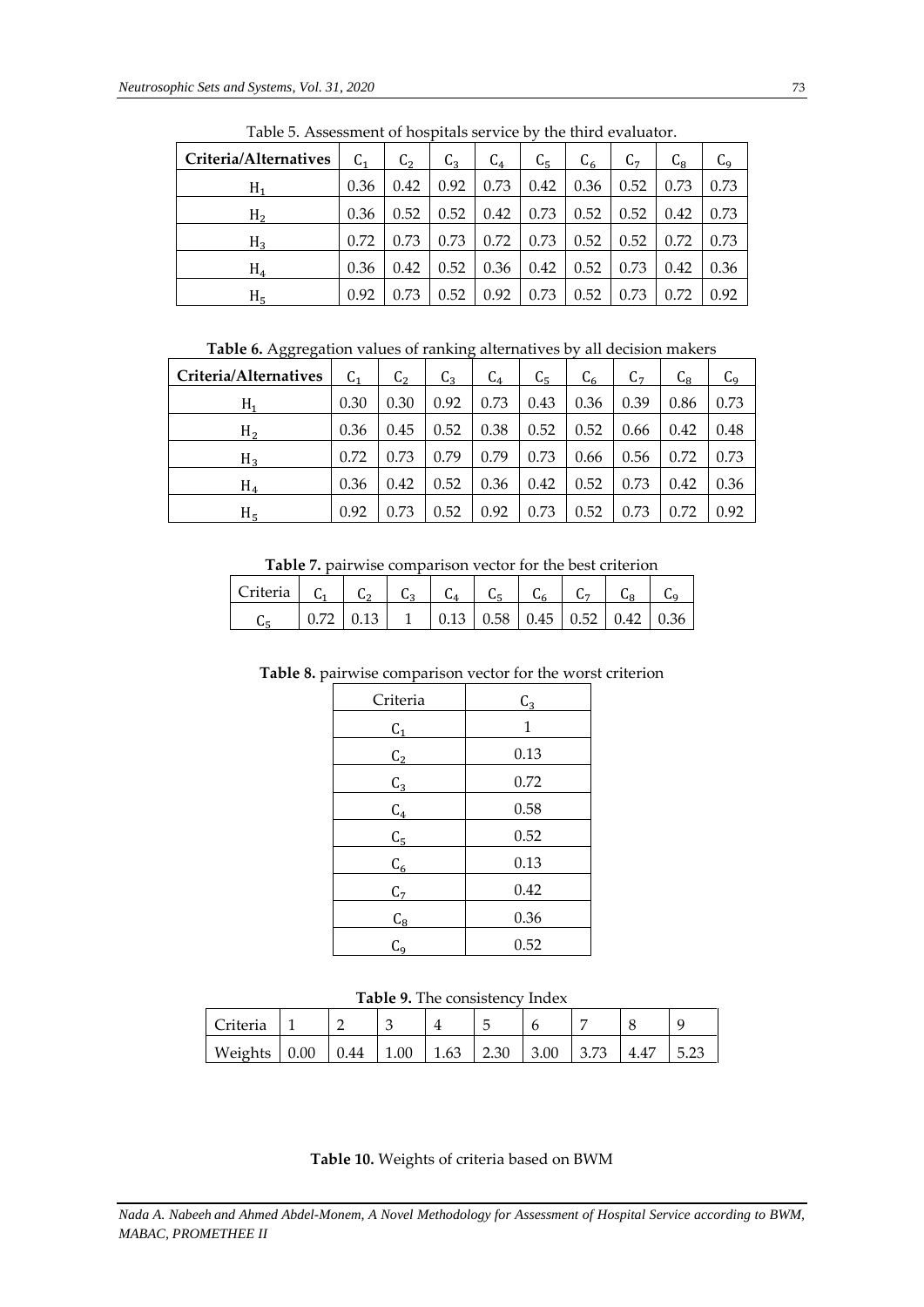Table 5. Assessment of hospitals service by the third evaluator.

| Criteria/Alternatives | $C_1$ | $C_2$ | $C_3$ | $C_4$ | $C_5$ | $C_6$ | $C_7$ | $C_8$ | $C_9$ |
|---|---|---|---|---|---|---|---|---|---|
| $H_1$ | 0.36 | 0.42 | 0.92 | 0.73 | 0.42 | 0.36 | 0.52 | 0.73 | 0.73 |
| $H_2$ | 0.36 | 0.52 | 0.52 | 0.42 | 0.73 | 0.52 | 0.52 | 0.42 | 0.73 |
| $H_3$ | 0.72 | 0.73 | 0.73 | 0.72 | 0.73 | 0.52 | 0.52 | 0.72 | 0.73 |
| $H_4$ | 0.36 | 0.42 | 0.52 | 0.36 | 0.42 | 0.52 | 0.73 | 0.42 | 0.36 |
| $H_5$ | 0.92 | 0.73 | 0.52 | 0.92 | 0.73 | 0.52 | 0.73 | 0.72 | 0.92 |

**Table 6.** Aggregation values of ranking alternatives by all decision makers

| Criteria/Alternatives | $C_1$ | $C_2$ | $C_3$ | $C_4$ | $C_5$ | $C_6$ | $C_7$ | $C_8$ | $C_9$ |
|---|---|---|---|---|---|---|---|---|---|
| $H_1$ | 0.30 | 0.30 | 0.92 | 0.73 | 0.43 | 0.36 | 0.39 | 0.86 | 0.73 |
| $H_2$ | 0.36 | 0.45 | 0.52 | 0.38 | 0.52 | 0.52 | 0.66 | 0.42 | 0.48 |
| $H_3$ | 0.72 | 0.73 | 0.79 | 0.79 | 0.73 | 0.66 | 0.56 | 0.72 | 0.73 |
| $H_4$ | 0.36 | 0.42 | 0.52 | 0.36 | 0.42 | 0.52 | 0.73 | 0.42 | 0.36 |
| $H_5$ | 0.92 | 0.73 | 0.52 | 0.92 | 0.73 | 0.52 | 0.73 | 0.72 | 0.92 |

**Table 7.** pairwise comparison vector for the best criterion

| Criteria | $C_1$ | $C_2$ | $C_3$ | $C_4$ | $C_5$ | $C_6$ | $C_7$ | $C_8$ | $C_9$ |
|---|---|---|---|---|---|---|---|---|---|
| $C_5$ | 0.72 | 0.13 | 1 | 0.13 | 0.58 | 0.45 | 0.52 | 0.42 | 0.36 |

**Table 8.** pairwise comparison vector for the worst criterion

| Criteria | $C_3$ |
|---|---|
| $C_1$ | 1 |
| $C_2$ | 0.13 |
| $C_3$ | 0.72 |
| $C_4$ | 0.58 |
| $C_5$ | 0.52 |
| $C_6$ | 0.13 |
| $C_7$ | 0.42 |
| $C_8$ | 0.36 |
| $C_9$ | 0.52 |

**Table 9.** The consistency Index

| Criteria | 1 | 2 | 3 | 4 | 5 | 6 | 7 | 8 | 9 |
|---|---|---|---|---|---|---|---|---|---|
| Weights | 0.00 | 0.44 | 1.00 | 1.63 | 2.30 | 3.00 | 3.73 | 4.47 | 5.23 |

**Table 10.** Weights of criteria based on BWM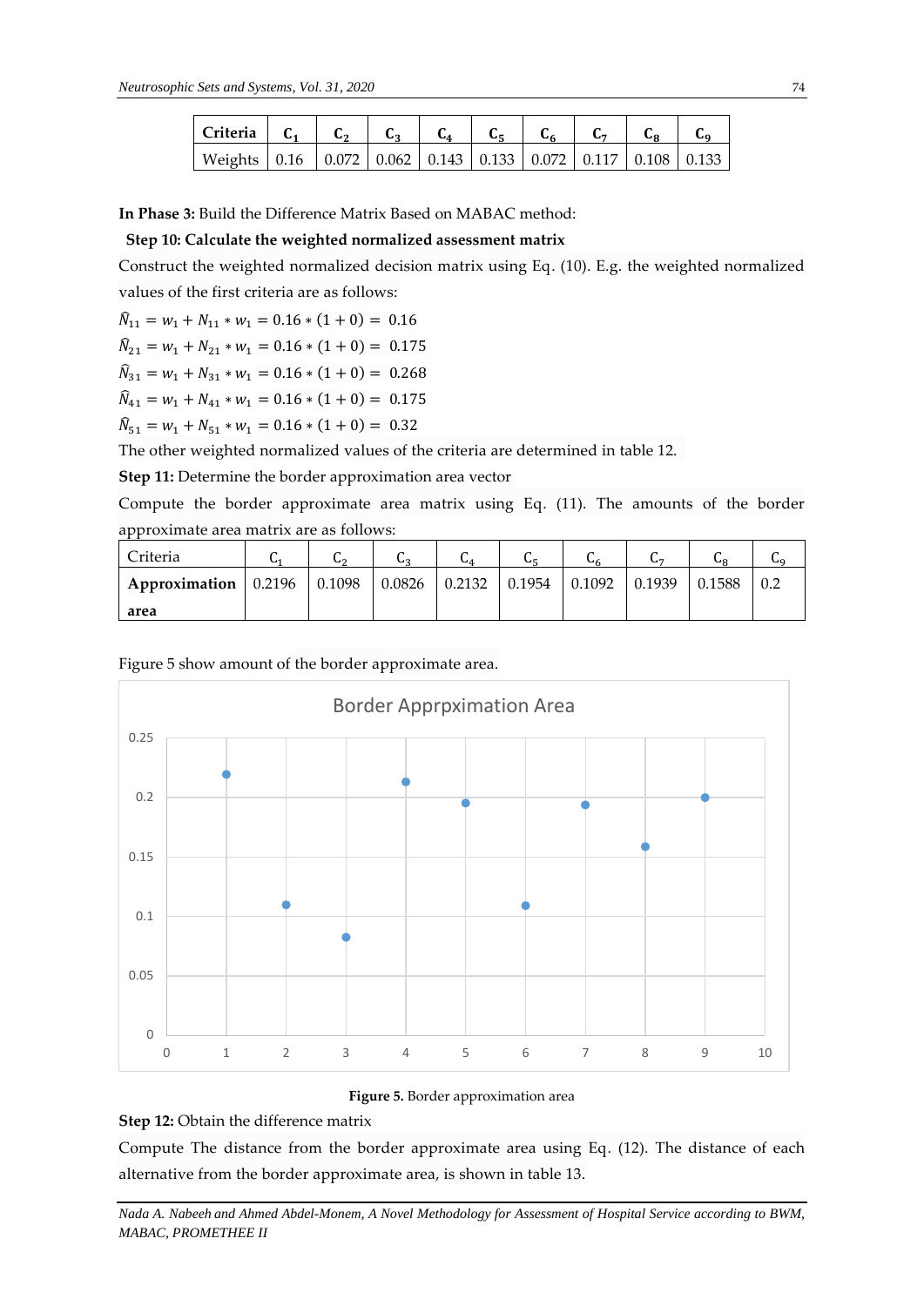| Criteria | $C_1$ | $C_2$ | $C_3$ | $C_4$ | $C_5$ | $C_6$ | $C_7$ | $C_8$ | $C_9$ |
|---|---|---|---|---|---|---|---|---|---|
| Weights | 0.16 | 0.072 | 0.062 | 0.143 | 0.133 | 0.072 | 0.117 | 0.108 | 0.133 |

**In Phase 3:** Build the Difference Matrix Based on MABAC method:

**Step 10: Calculate the weighted normalized assessment matrix**

Construct the weighted normalized decision matrix using Eq. (10). E.g. the weighted normalized values of the first criteria are as follows:

$\hat{N}_{11} = w_1 + N_{11} * w_1 = 0.16 * (1 + 0) = 0.16$

$\hat{N}_{21} = w_1 + N_{21} * w_1 = 0.16 * (1 + 0) = 0.175$

$\hat{N}_{31} = w_1 + N_{31} * w_1 = 0.16 * (1 + 0) = 0.268$

$\hat{N}_{41} = w_1 + N_{41} * w_1 = 0.16 * (1 + 0) = 0.175$

$\hat{N}_{51} = w_1 + N_{51} * w_1 = 0.16 * (1 + 0) = 0.32$

The other weighted normalized values of the criteria are determined in table 12.

**Step 11:** Determine the border approximation area vector

Compute the border approximate area matrix using Eq. (11). The amounts of the border approximate area matrix are as follows:

| Criteria | $C_1$ | $C_2$ | $C_3$ | $C_4$ | $C_5$ | $C_6$ | $C_7$ | $C_8$ | $C_9$ |
|---|---|---|---|---|---|---|---|---|---|
| **Approximation area** | 0.2196 | 0.1098 | 0.0826 | 0.2132 | 0.1954 | 0.1092 | 0.1939 | 0.1588 | 0.2 |

Figure 5 show amount of the border approximate area.

**Figure 5.** Border approximation area

**Step 12:** Obtain the difference matrix

Compute The distance from the border approximate area using Eq. (12). The distance of each alternative from the border approximate area, is shown in table 13.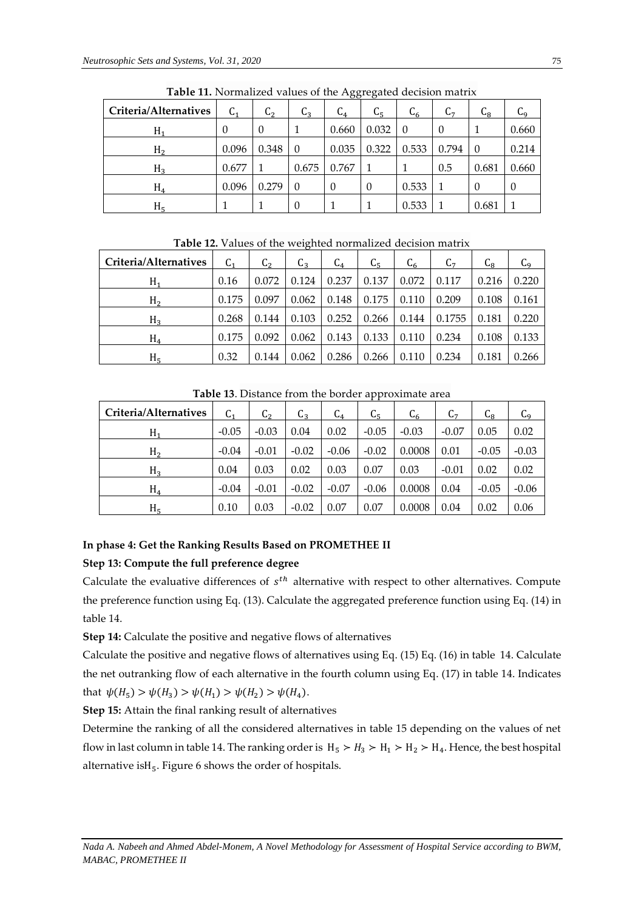**Table 11.** Normalized values of the Aggregated decision matrix

| Criteria/Alternatives | $C_1$ | $C_2$ | $C_3$ | $C_4$ | $C_5$ | $C_6$ | $C_7$ | $C_8$ | $C_9$ |
|---|---|---|---|---|---|---|---|---|---|
| $H_1$ | 0 | 0 | 1 | 0.660 | 0.032 | 0 | 0 | 1 | 0.660 |
| $H_2$ | 0.096 | 0.348 | 0 | 0.035 | 0.322 | 0.533 | 0.794 | 0 | 0.214 |
| $H_3$ | 0.677 | 1 | 0.675 | 0.767 | 1 | 1 | 0.5 | 0.681 | 0.660 |
| $H_4$ | 0.096 | 0.279 | 0 | 0 | 0 | 0.533 | 1 | 0 | 0 |
| $H_5$ | 1 | 1 | 0 | 1 | 1 | 0.533 | 1 | 0.681 | 1 |

**Table 12.** Values of the weighted normalized decision matrix

| Criteria/Alternatives | $C_1$ | $C_2$ | $C_3$ | $C_4$ | $C_5$ | $C_6$ | $C_7$ | $C_8$ | $C_9$ |
|---|---|---|---|---|---|---|---|---|---|
| $H_1$ | 0.16 | 0.072 | 0.124 | 0.237 | 0.137 | 0.072 | 0.117 | 0.216 | 0.220 |
| $H_2$ | 0.175 | 0.097 | 0.062 | 0.148 | 0.175 | 0.110 | 0.209 | 0.108 | 0.161 |
| $H_3$ | 0.268 | 0.144 | 0.103 | 0.252 | 0.266 | 0.144 | 0.1755 | 0.181 | 0.220 |
| $H_4$ | 0.175 | 0.092 | 0.062 | 0.143 | 0.133 | 0.110 | 0.234 | 0.108 | 0.133 |
| $H_5$ | 0.32 | 0.144 | 0.062 | 0.286 | 0.266 | 0.110 | 0.234 | 0.181 | 0.266 |

**Table 13**. Distance from the border approximate area

| Criteria/Alternatives | $C_1$ | $C_2$ | $C_3$ | $C_4$ | $C_5$ | $C_6$ | $C_7$ | $C_8$ | $C_9$ |
|---|---|---|---|---|---|---|---|---|---|
| $H_1$ | -0.05 | -0.03 | 0.04 | 0.02 | -0.05 | -0.03 | -0.07 | 0.05 | 0.02 |
| $H_2$ | -0.04 | -0.01 | -0.02 | -0.06 | -0.02 | 0.0008 | 0.01 | -0.05 | -0.03 |
| $H_3$ | 0.04 | 0.03 | 0.02 | 0.03 | 0.07 | 0.03 | -0.01 | 0.02 | 0.02 |
| $H_4$ | -0.04 | -0.01 | -0.02 | -0.07 | -0.06 | 0.0008 | 0.04 | -0.05 | -0.06 |
| $H_5$ | 0.10 | 0.03 | -0.02 | 0.07 | 0.07 | 0.0008 | 0.04 | 0.02 | 0.06 |

**In phase 4: Get the Ranking Results Based on PROMETHEE II**

**Step 13: Compute the full preference degree**

Calculate the evaluative differences of $s^{th}$ alternative with respect to other alternatives. Compute the preference function using Eq. (13). Calculate the aggregated preference function using Eq. (14) in table 14.

**Step 14:** Calculate the positive and negative flows of alternatives

Calculate the positive and negative flows of alternatives using Eq. (15) Eq. (16) in table 14. Calculate the net outranking flow of each alternative in the fourth column using Eq. (17) in table 14. Indicates that $\psi(H_5) > \psi(H_3) > \psi(H_1) > \psi(H_2) > \psi(H_4)$.

**Step 15:** Attain the final ranking result of alternatives

Determine the ranking of all the considered alternatives in table 15 depending on the values of net flow in last column in table 14. The ranking order is $H_5 \succ H_3 \succ H_1 \succ H_2 \succ H_4$. Hence, the best hospital alternative is $H_5$. Figure 6 shows the order of hospitals.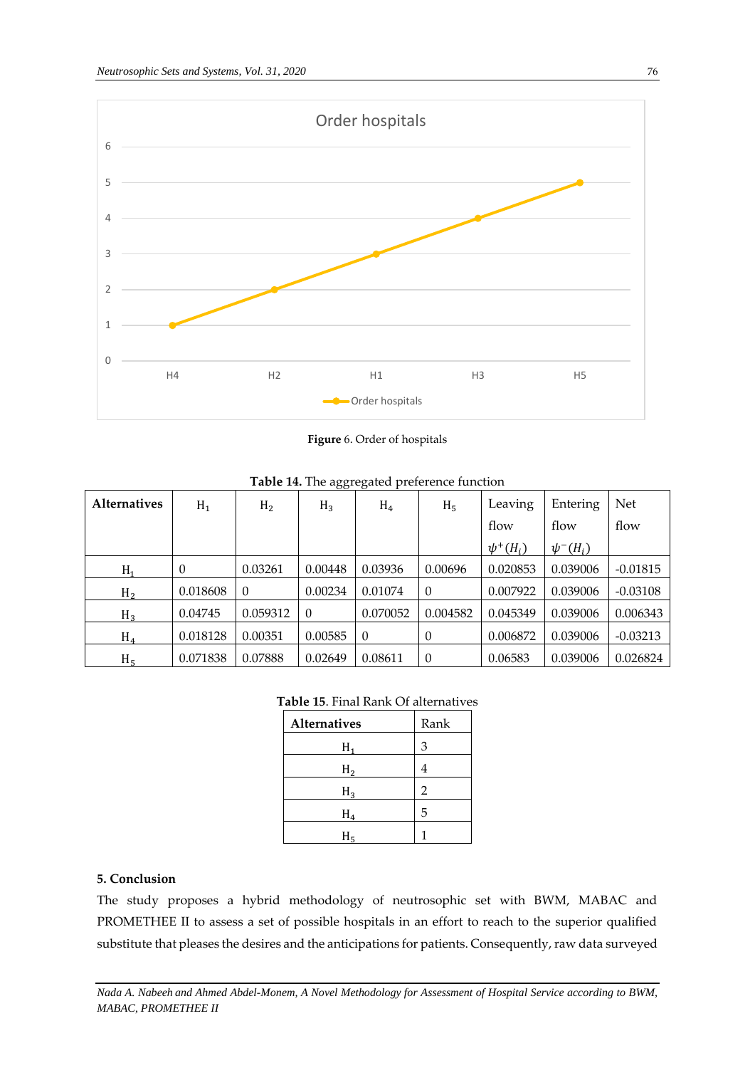**Figure** 6. Order of hospitals

**Table 14.** The aggregated preference function

| Alternatives | $H_1$ | $H_2$ | $H_3$ | $H_4$ | $H_5$ | Leaving flow $\psi^+(H_i)$ | Entering flow $\psi^-(H_i)$ | Net flow |
|---|---|---|---|---|---|---|---|---|
| $H_1$ | 0 | 0.03261 | 0.00448 | 0.03936 | 0.00696 | 0.020853 | 0.039006 | -0.01815 |
| $H_2$ | 0.018608 | 0 | 0.00234 | 0.01074 | 0 | 0.007922 | 0.039006 | -0.03108 |
| $H_3$ | 0.04745 | 0.059312 | 0 | 0.070052 | 0.004582 | 0.045349 | 0.039006 | 0.006343 |
| $H_4$ | 0.018128 | 0.00351 | 0.00585 | 0 | 0 | 0.006872 | 0.039006 | -0.03213 |
| $H_5$ | 0.071838 | 0.07888 | 0.02649 | 0.08611 | 0 | 0.06583 | 0.039006 | 0.026824 |

**Table 15**. Final Rank Of alternatives

| Alternatives | Rank |
|---|---|
| $H_1$ | 3 |
| $H_2$ | 4 |
| $H_3$ | 2 |
| $H_4$ | 5 |
| $H_5$ | 1 |

## 5. Conclusion

The study proposes a hybrid methodology of neutrosophic set with BWM, MABAC and PROMETHEE II to assess a set of possible hospitals in an effort to reach to the superior qualified substitute that pleases the desires and the anticipations for patients. Consequently, raw data surveyed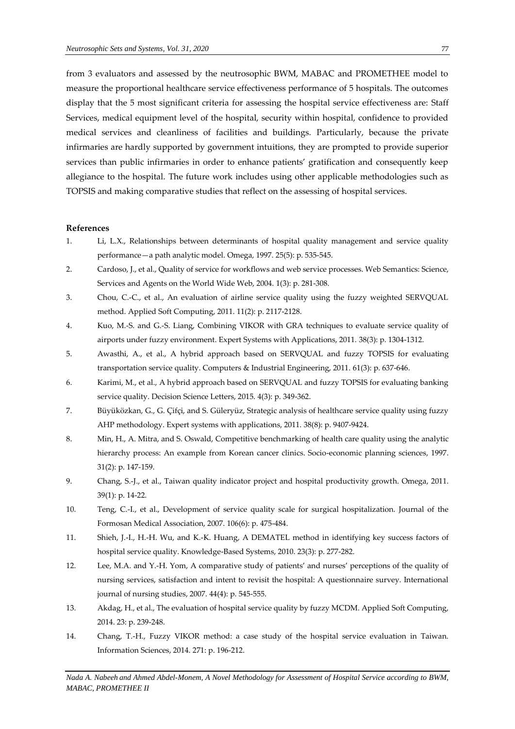from 3 evaluators and assessed by the neutrosophic BWM, MABAC and PROMETHEE model to measure the proportional healthcare service effectiveness performance of 5 hospitals. The outcomes display that the 5 most significant criteria for assessing the hospital service effectiveness are: Staff Services, medical equipment level of the hospital, security within hospital, confidence to provided medical services and cleanliness of facilities and buildings. Particularly, because the private infirmaries are hardly supported by government intuitions, they are prompted to provide superior services than public infirmaries in order to enhance patients' gratification and consequently keep allegiance to the hospital. The future work includes using other applicable methodologies such as TOPSIS and making comparative studies that reflect on the assessing of hospital services.

**References**

1. Li, L.X., Relationships between determinants of hospital quality management and service quality performance—a path analytic model. Omega, 1997. 25(5): p. 535-545.
2. Cardoso, J., et al., Quality of service for workflows and web service processes. Web Semantics: Science, Services and Agents on the World Wide Web, 2004. 1(3): p. 281-308.
3. Chou, C.-C., et al., An evaluation of airline service quality using the fuzzy weighted SERVQUAL method. Applied Soft Computing, 2011. 11(2): p. 2117-2128.
4. Kuo, M.-S. and G.-S. Liang, Combining VIKOR with GRA techniques to evaluate service quality of airports under fuzzy environment. Expert Systems with Applications, 2011. 38(3): p. 1304-1312.
5. Awasthi, A., et al., A hybrid approach based on SERVQUAL and fuzzy TOPSIS for evaluating transportation service quality. Computers & Industrial Engineering, 2011. 61(3): p. 637-646.
6. Karimi, M., et al., A hybrid approach based on SERVQUAL and fuzzy TOPSIS for evaluating banking service quality. Decision Science Letters, 2015. 4(3): p. 349-362.
7. Büyüközkan, G., G. Çifçi, and S. Güleryüz, Strategic analysis of healthcare service quality using fuzzy AHP methodology. Expert systems with applications, 2011. 38(8): p. 9407-9424.
8. Min, H., A. Mitra, and S. Oswald, Competitive benchmarking of health care quality using the analytic hierarchy process: An example from Korean cancer clinics. Socio-economic planning sciences, 1997. 31(2): p. 147-159.
9. Chang, S.-J., et al., Taiwan quality indicator project and hospital productivity growth. Omega, 2011. 39(1): p. 14-22.
10. Teng, C.-I., et al., Development of service quality scale for surgical hospitalization. Journal of the Formosan Medical Association, 2007. 106(6): p. 475-484.
11. Shieh, J.-I., H.-H. Wu, and K.-K. Huang, A DEMATEL method in identifying key success factors of hospital service quality. Knowledge-Based Systems, 2010. 23(3): p. 277-282.
12. Lee, M.A. and Y.-H. Yom, A comparative study of patients' and nurses' perceptions of the quality of nursing services, satisfaction and intent to revisit the hospital: A questionnaire survey. International journal of nursing studies, 2007. 44(4): p. 545-555.
13. Akdag, H., et al., The evaluation of hospital service quality by fuzzy MCDM. Applied Soft Computing, 2014. 23: p. 239-248.
14. Chang, T.-H., Fuzzy VIKOR method: a case study of the hospital service evaluation in Taiwan. Information Sciences, 2014. 271: p. 196-212.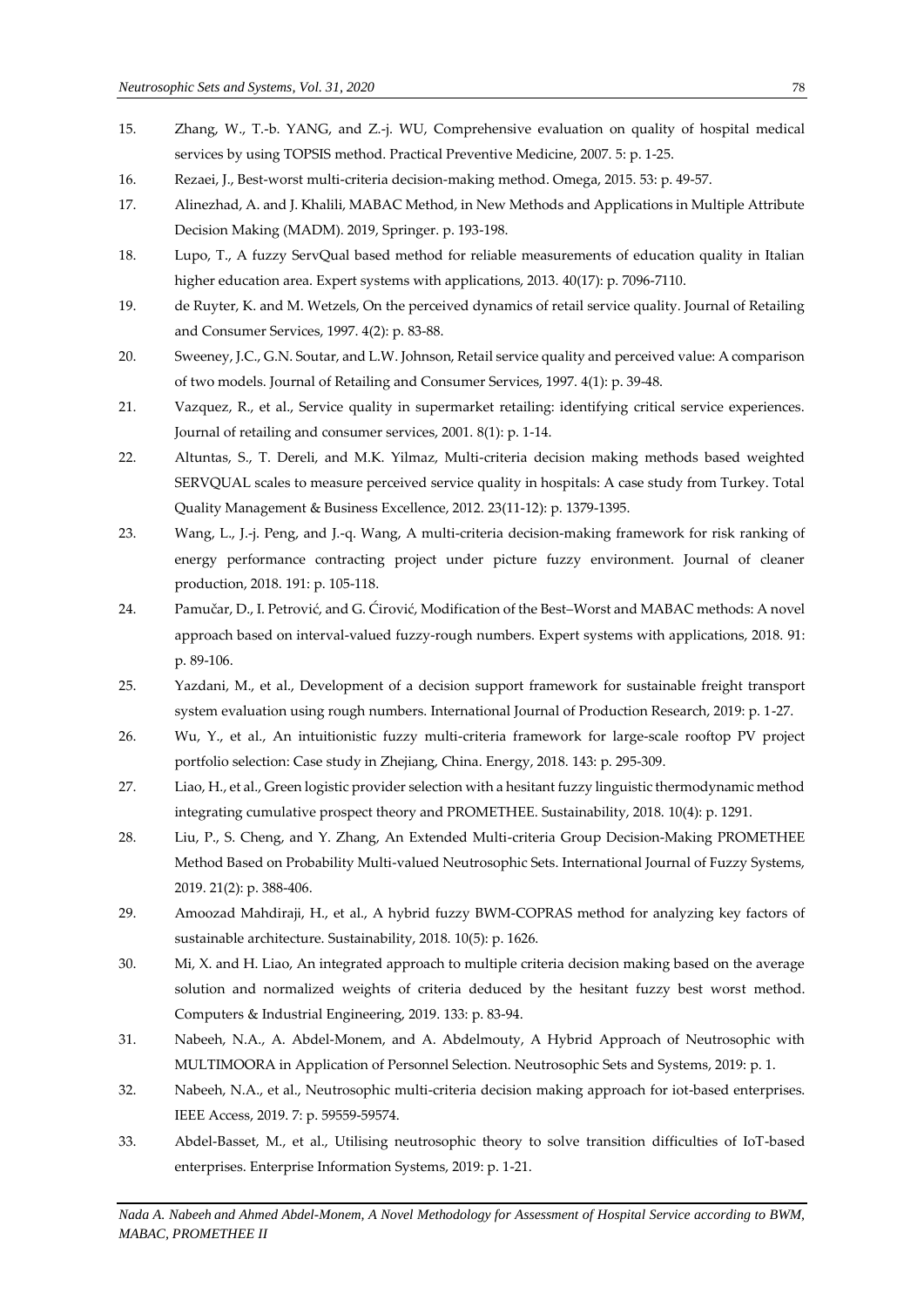15. Zhang, W., T.-b. YANG, and Z.-j. WU, Comprehensive evaluation on quality of hospital medical services by using TOPSIS method. Practical Preventive Medicine, 2007. 5: p. 1-25.
16. Rezaei, J., Best-worst multi-criteria decision-making method. Omega, 2015. 53: p. 49-57.
17. Alinezhad, A. and J. Khalili, MABAC Method, in New Methods and Applications in Multiple Attribute Decision Making (MADM). 2019, Springer. p. 193-198.
18. Lupo, T., A fuzzy ServQual based method for reliable measurements of education quality in Italian higher education area. Expert systems with applications, 2013. 40(17): p. 7096-7110.
19. de Ruyter, K. and M. Wetzels, On the perceived dynamics of retail service quality. Journal of Retailing and Consumer Services, 1997. 4(2): p. 83-88.
20. Sweeney, J.C., G.N. Soutar, and L.W. Johnson, Retail service quality and perceived value: A comparison of two models. Journal of Retailing and Consumer Services, 1997. 4(1): p. 39-48.
21. Vazquez, R., et al., Service quality in supermarket retailing: identifying critical service experiences. Journal of retailing and consumer services, 2001. 8(1): p. 1-14.
22. Altuntas, S., T. Dereli, and M.K. Yilmaz, Multi-criteria decision making methods based weighted SERVQUAL scales to measure perceived service quality in hospitals: A case study from Turkey. Total Quality Management & Business Excellence, 2012. 23(11-12): p. 1379-1395.
23. Wang, L., J.-j. Peng, and J.-q. Wang, A multi-criteria decision-making framework for risk ranking of energy performance contracting project under picture fuzzy environment. Journal of cleaner production, 2018. 191: p. 105-118.
24. Pamučar, D., I. Petrović, and G. Ćirović, Modification of the Best–Worst and MABAC methods: A novel approach based on interval-valued fuzzy-rough numbers. Expert systems with applications, 2018. 91: p. 89-106.
25. Yazdani, M., et al., Development of a decision support framework for sustainable freight transport system evaluation using rough numbers. International Journal of Production Research, 2019: p. 1-27.
26. Wu, Y., et al., An intuitionistic fuzzy multi-criteria framework for large-scale rooftop PV project portfolio selection: Case study in Zhejiang, China. Energy, 2018. 143: p. 295-309.
27. Liao, H., et al., Green logistic provider selection with a hesitant fuzzy linguistic thermodynamic method integrating cumulative prospect theory and PROMETHEE. Sustainability, 2018. 10(4): p. 1291.
28. Liu, P., S. Cheng, and Y. Zhang, An Extended Multi-criteria Group Decision-Making PROMETHEE Method Based on Probability Multi-valued Neutrosophic Sets. International Journal of Fuzzy Systems, 2019. 21(2): p. 388-406.
29. Amoozad Mahdiraji, H., et al., A hybrid fuzzy BWM-COPRAS method for analyzing key factors of sustainable architecture. Sustainability, 2018. 10(5): p. 1626.
30. Mi, X. and H. Liao, An integrated approach to multiple criteria decision making based on the average solution and normalized weights of criteria deduced by the hesitant fuzzy best worst method. Computers & Industrial Engineering, 2019. 133: p. 83-94.
31. Nabeeh, N.A., A. Abdel-Monem, and A. Abdelmouty, A Hybrid Approach of Neutrosophic with MULTIMOORA in Application of Personnel Selection. Neutrosophic Sets and Systems, 2019: p. 1.
32. Nabeeh, N.A., et al., Neutrosophic multi-criteria decision making approach for iot-based enterprises. IEEE Access, 2019. 7: p. 59559-59574.
33. Abdel-Basset, M., et al., Utilising neutrosophic theory to solve transition difficulties of IoT-based enterprises. Enterprise Information Systems, 2019: p. 1-21.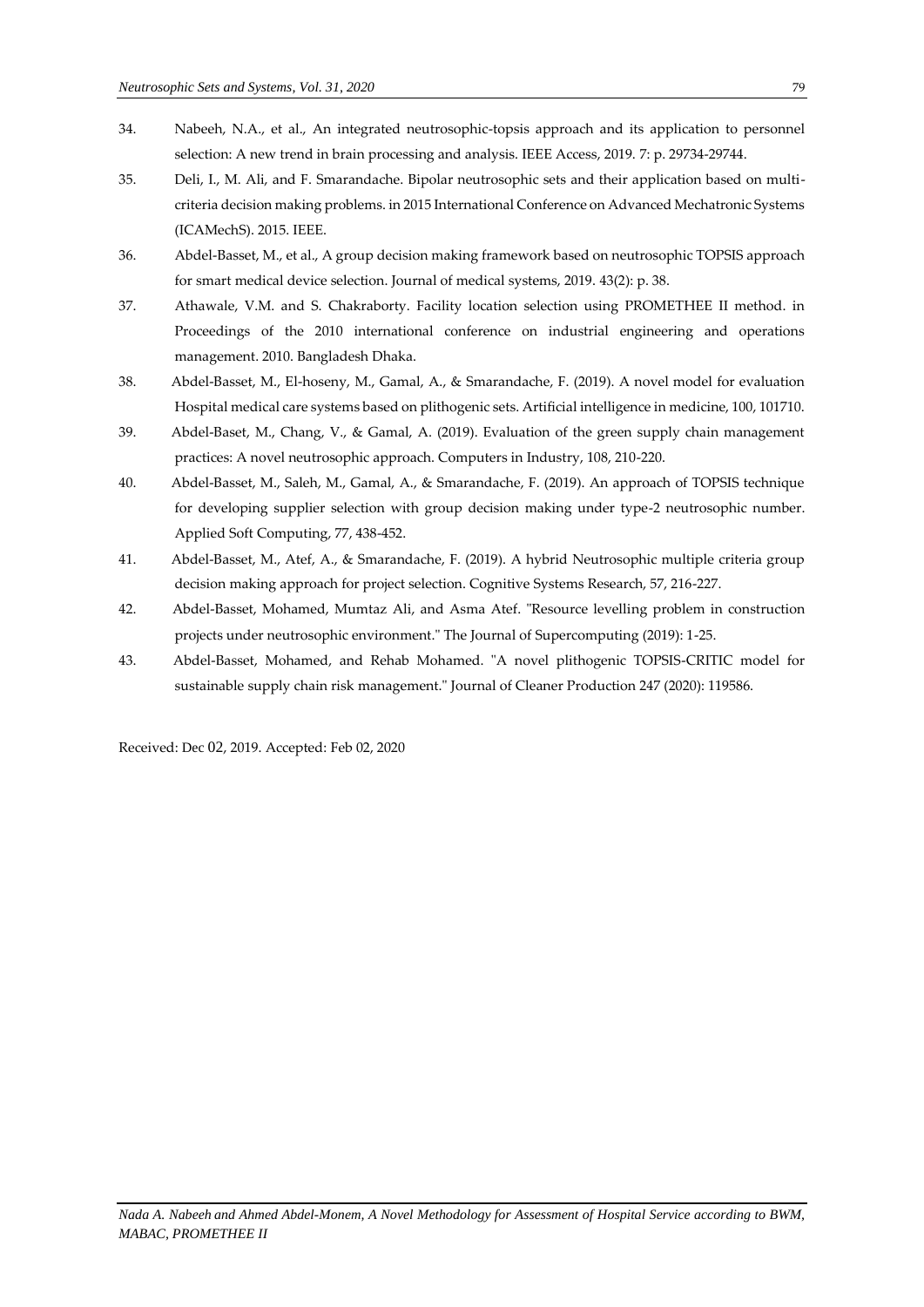34. Nabeeh, N.A., et al., An integrated neutrosophic-topsis approach and its application to personnel selection: A new trend in brain processing and analysis. IEEE Access, 2019. 7: p. 29734-29744.
35. Deli, I., M. Ali, and F. Smarandache. Bipolar neutrosophic sets and their application based on multi-criteria decision making problems. in 2015 International Conference on Advanced Mechatronic Systems (ICAMechS). 2015. IEEE.
36. Abdel-Basset, M., et al., A group decision making framework based on neutrosophic TOPSIS approach for smart medical device selection. Journal of medical systems, 2019. 43(2): p. 38.
37. Athawale, V.M. and S. Chakraborty. Facility location selection using PROMETHEE II method. in Proceedings of the 2010 international conference on industrial engineering and operations management. 2010. Bangladesh Dhaka.
38. Abdel-Basset, M., El-hoseny, M., Gamal, A., & Smarandache, F. (2019). A novel model for evaluation Hospital medical care systems based on plithogenic sets. Artificial intelligence in medicine, 100, 101710.
39. Abdel-Baset, M., Chang, V., & Gamal, A. (2019). Evaluation of the green supply chain management practices: A novel neutrosophic approach. Computers in Industry, 108, 210-220.
40. Abdel-Basset, M., Saleh, M., Gamal, A., & Smarandache, F. (2019). An approach of TOPSIS technique for developing supplier selection with group decision making under type-2 neutrosophic number. Applied Soft Computing, 77, 438-452.
41. Abdel-Basset, M., Atef, A., & Smarandache, F. (2019). A hybrid Neutrosophic multiple criteria group decision making approach for project selection. Cognitive Systems Research, 57, 216-227.
42. Abdel-Basset, Mohamed, Mumtaz Ali, and Asma Atef. "Resource levelling problem in construction projects under neutrosophic environment." The Journal of Supercomputing (2019): 1-25.
43. Abdel-Basset, Mohamed, and Rehab Mohamed. "A novel plithogenic TOPSIS-CRITIC model for sustainable supply chain risk management." Journal of Cleaner Production 247 (2020): 119586.

Received: Dec 02, 2019. Accepted: Feb 02, 2020